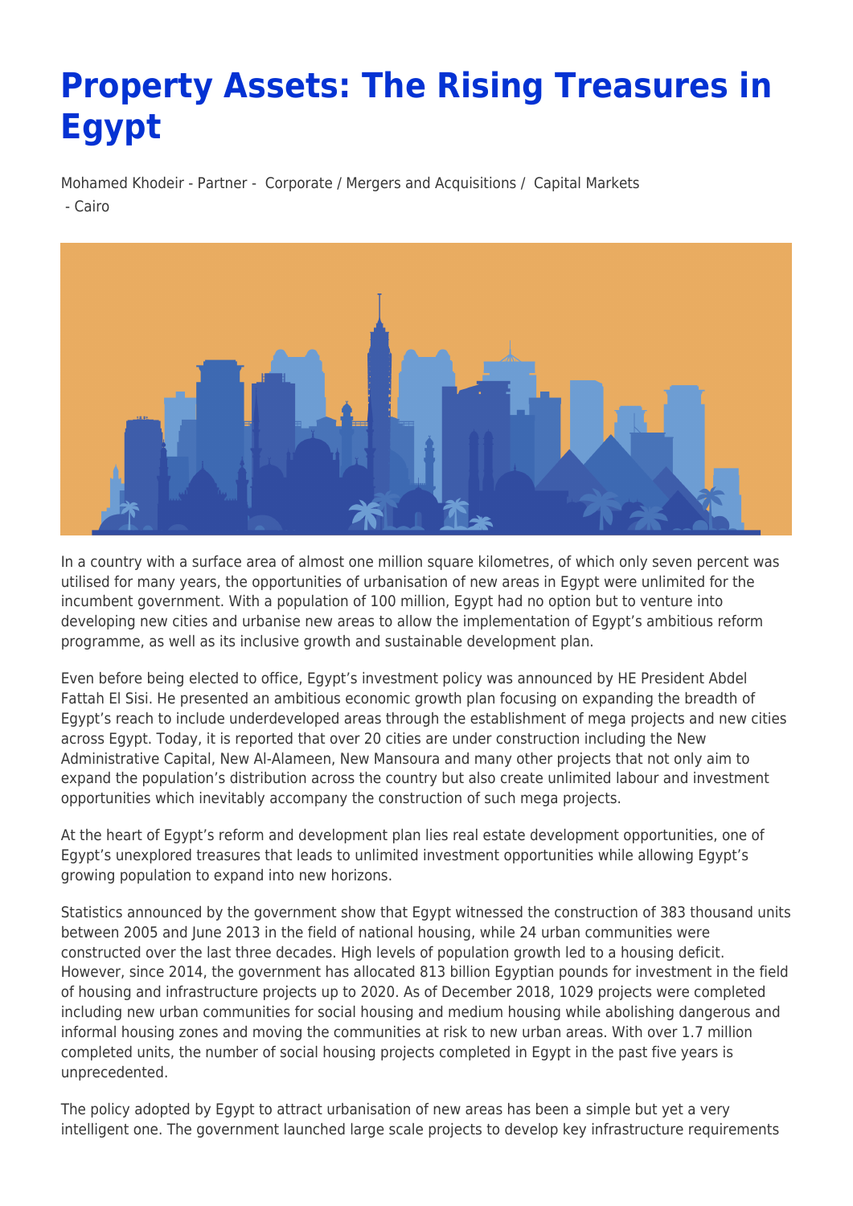# Property Assets: The Rising Treasures in Egypt

Mohamed Khodeir - Partner - Corporate / Mergers and Acquisitions / Capital Markets - Cairo

In a country with a surface area of almost one million square kilometres, of which only seven percent was utilised for many years, the opportunities of urbanisation of new areas in Egypt were unlimited for the incumbent government. With a population of 100 million, Egypt had no option but to venture into developing new cities and urbanise new areas to allow the implementation of Egypt's ambitious reform programme, as well as its inclusive growth and sustainable development plan.

Even before being elected to office, Egypt's investment policy was announced by HE President Abdel Fattah El Sisi. He presented an ambitious economic growth plan focusing on expanding the breadth of Egypt's reach to include underdeveloped areas through the establishment of mega projects and new cities across Egypt. Today, it is reported that over 20 cities are under construction including the New Administrative Capital, New Al-Alameen, New Mansoura and many other projects that not only aim to expand the population's distribution across the country but also create unlimited labour and investment opportunities which inevitably accompany the construction of such mega projects.

At the heart of Egypt's reform and development plan lies real estate development opportunities, one of Egypt's unexplored treasures that leads to unlimited investment opportunities while allowing Egypt's growing population to expand into new horizons.

Statistics announced by the government show that Egypt witnessed the construction of 383 thousand units between 2005 and June 2013 in the field of national housing, while 24 urban communities were constructed over the last three decades. High levels of population growth led to a housing deficit. However, since 2014, the government has allocated 813 billion Egyptian pounds for investment in the field of housing and infrastructure projects up to 2020. As of December 2018, 1029 projects were completed including new urban communities for social housing and medium housing while abolishing dangerous and informal housing zones and moving the communities at risk to new urban areas. With over 1.7 million completed units, the number of social housing projects completed in Egypt in the past five years is unprecedented.

The policy adopted by Egypt to attract urbanisation of new areas has been a simple but yet a very intelligent one. The government launched large scale projects to develop key infrastructure requirements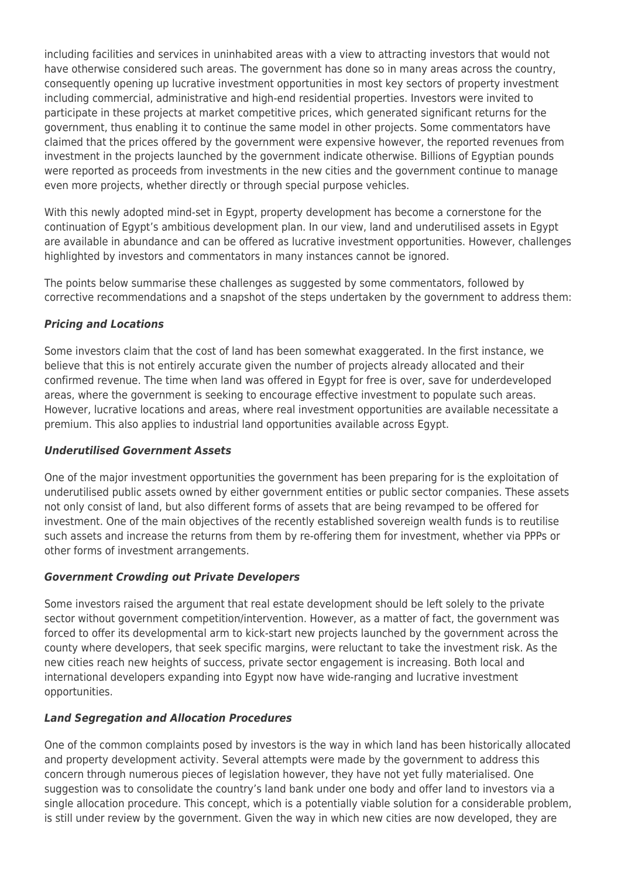including facilities and services in uninhabited areas with a view to attracting investors that would not have otherwise considered such areas. The government has done so in many areas across the country, consequently opening up lucrative investment opportunities in most key sectors of property investment including commercial, administrative and high-end residential properties. Investors were invited to participate in these projects at market competitive prices, which generated significant returns for the government, thus enabling it to continue the same model in other projects. Some commentators have claimed that the prices offered by the government were expensive however, the reported revenues from investment in the projects launched by the government indicate otherwise. Billions of Egyptian pounds were reported as proceeds from investments in the new cities and the government continue to manage even more projects, whether directly or through special purpose vehicles.

With this newly adopted mind-set in Egypt, property development has become a cornerstone for the continuation of Egypt's ambitious development plan. In our view, land and underutilised assets in Egypt are available in abundance and can be offered as lucrative investment opportunities. However, challenges highlighted by investors and commentators in many instances cannot be ignored.

The points below summarise these challenges as suggested by some commentators, followed by corrective recommendations and a snapshot of the steps undertaken by the government to address them:

***Pricing and Locations***

Some investors claim that the cost of land has been somewhat exaggerated. In the first instance, we believe that this is not entirely accurate given the number of projects already allocated and their confirmed revenue. The time when land was offered in Egypt for free is over, save for underdeveloped areas, where the government is seeking to encourage effective investment to populate such areas. However, lucrative locations and areas, where real investment opportunities are available necessitate a premium. This also applies to industrial land opportunities available across Egypt.

***Underutilised Government Assets***

One of the major investment opportunities the government has been preparing for is the exploitation of underutilised public assets owned by either government entities or public sector companies. These assets not only consist of land, but also different forms of assets that are being revamped to be offered for investment. One of the main objectives of the recently established sovereign wealth funds is to reutilise such assets and increase the returns from them by re-offering them for investment, whether via PPPs or other forms of investment arrangements.

***Government Crowding out Private Developers***

Some investors raised the argument that real estate development should be left solely to the private sector without government competition/intervention. However, as a matter of fact, the government was forced to offer its developmental arm to kick-start new projects launched by the government across the county where developers, that seek specific margins, were reluctant to take the investment risk. As the new cities reach new heights of success, private sector engagement is increasing. Both local and international developers expanding into Egypt now have wide-ranging and lucrative investment opportunities.

***Land Segregation and Allocation Procedures***

One of the common complaints posed by investors is the way in which land has been historically allocated and property development activity. Several attempts were made by the government to address this concern through numerous pieces of legislation however, they have not yet fully materialised. One suggestion was to consolidate the country's land bank under one body and offer land to investors via a single allocation procedure. This concept, which is a potentially viable solution for a considerable problem, is still under review by the government. Given the way in which new cities are now developed, they are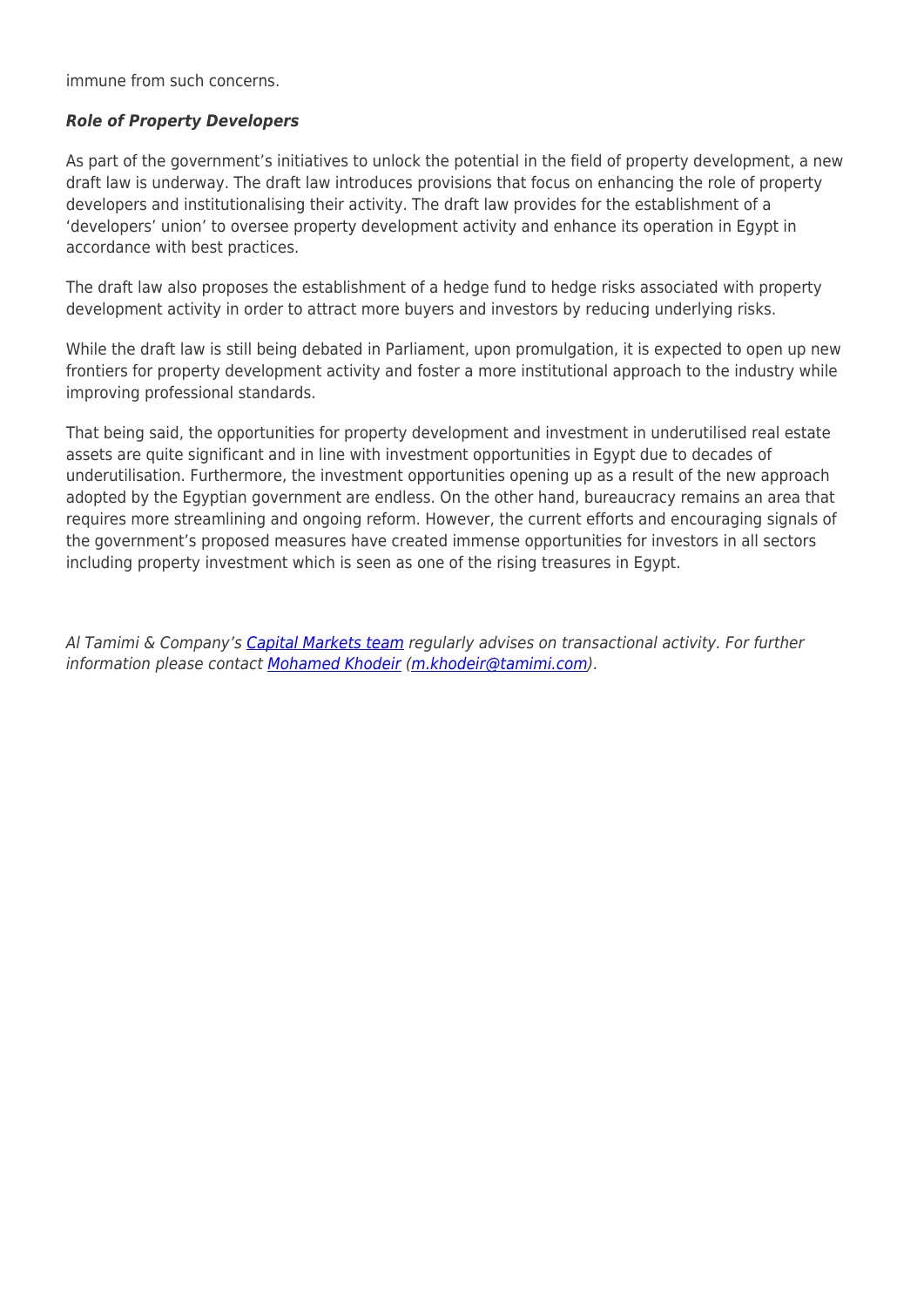immune from such concerns.

***Role of Property Developers***

As part of the government's initiatives to unlock the potential in the field of property development, a new draft law is underway. The draft law introduces provisions that focus on enhancing the role of property developers and institutionalising their activity. The draft law provides for the establishment of a 'developers' union' to oversee property development activity and enhance its operation in Egypt in accordance with best practices.

The draft law also proposes the establishment of a hedge fund to hedge risks associated with property development activity in order to attract more buyers and investors by reducing underlying risks.

While the draft law is still being debated in Parliament, upon promulgation, it is expected to open up new frontiers for property development activity and foster a more institutional approach to the industry while improving professional standards.

That being said, the opportunities for property development and investment in underutilised real estate assets are quite significant and in line with investment opportunities in Egypt due to decades of underutilisation. Furthermore, the investment opportunities opening up as a result of the new approach adopted by the Egyptian government are endless. On the other hand, bureaucracy remains an area that requires more streamlining and ongoing reform. However, the current efforts and encouraging signals of the government's proposed measures have created immense opportunities for investors in all sectors including property investment which is seen as one of the rising treasures in Egypt.

*Al Tamimi & Company's [Capital Markets team] regularly advises on transactional activity. For further information please contact [Mohamed Khodeir] ([m.khodeir@tamimi.com]).*